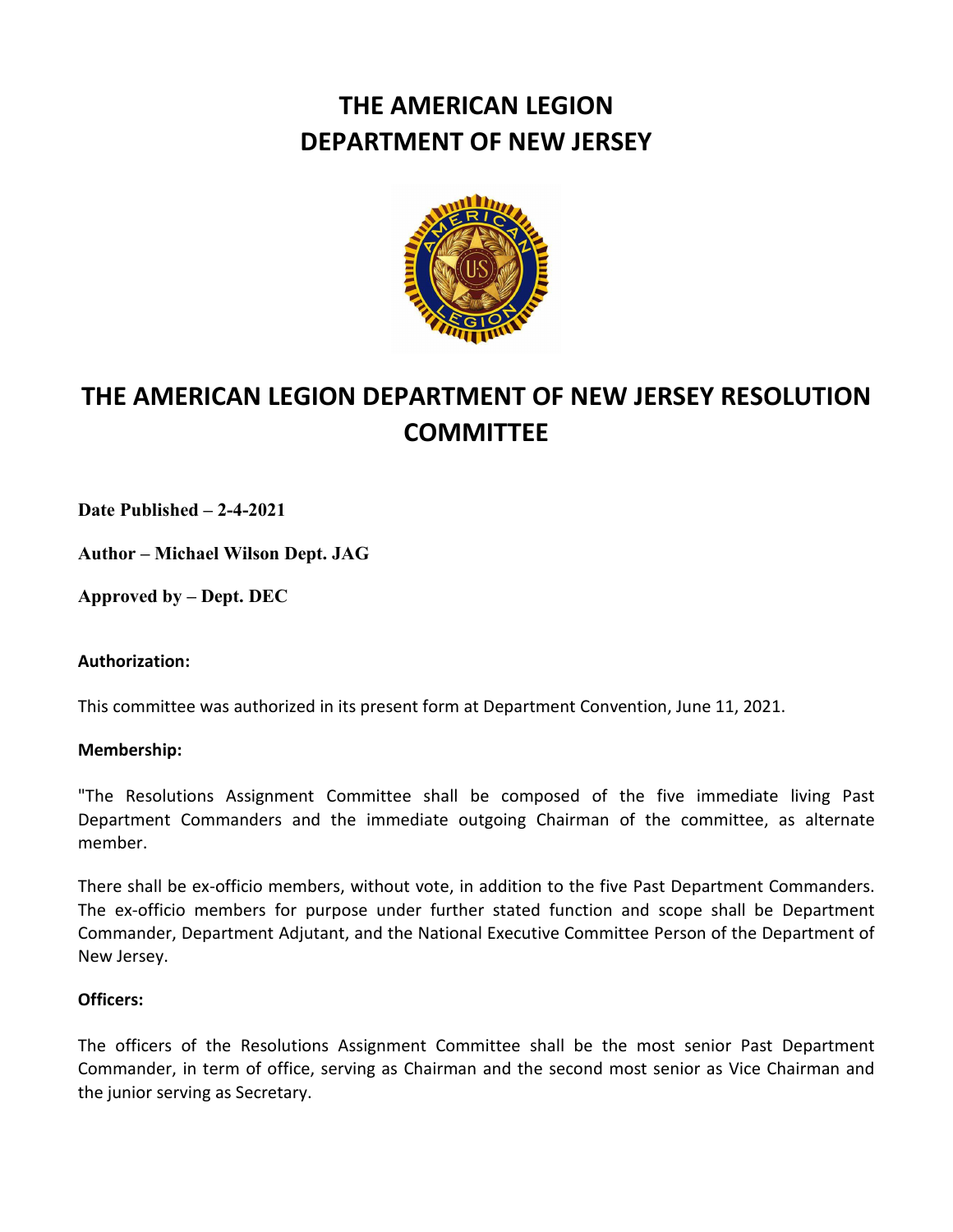# THE AMERICAN LEGION
# DEPARTMENT OF NEW JERSEY

## THE AMERICAN LEGION DEPARTMENT OF NEW JERSEY RESOLUTION COMMITTEE

**Date Published – 2-4-2021**

**Author – Michael Wilson Dept. JAG**

**Approved by – Dept. DEC**

**Authorization:**

This committee was authorized in its present form at Department Convention, June 11, 2021.

**Membership:**

"The Resolutions Assignment Committee shall be composed of the five immediate living Past Department Commanders and the immediate outgoing Chairman of the committee, as alternate member.

There shall be ex-officio members, without vote, in addition to the five Past Department Commanders. The ex-officio members for purpose under further stated function and scope shall be Department Commander, Department Adjutant, and the National Executive Committee Person of the Department of New Jersey.

**Officers:**

The officers of the Resolutions Assignment Committee shall be the most senior Past Department Commander, in term of office, serving as Chairman and the second most senior as Vice Chairman and the junior serving as Secretary.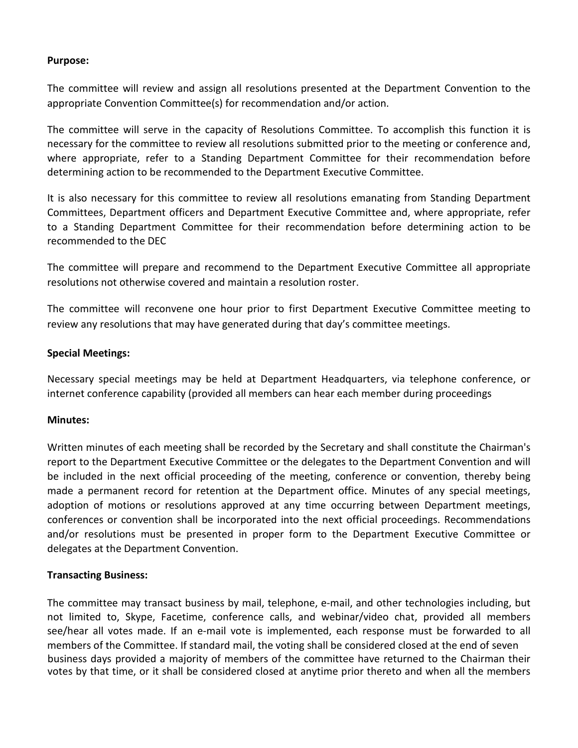**Purpose:**

The committee will review and assign all resolutions presented at the Department Convention to the appropriate Convention Committee(s) for recommendation and/or action.

The committee will serve in the capacity of Resolutions Committee. To accomplish this function it is necessary for the committee to review all resolutions submitted prior to the meeting or conference and, where appropriate, refer to a Standing Department Committee for their recommendation before determining action to be recommended to the Department Executive Committee.

It is also necessary for this committee to review all resolutions emanating from Standing Department Committees, Department officers and Department Executive Committee and, where appropriate, refer to a Standing Department Committee for their recommendation before determining action to be recommended to the DEC

The committee will prepare and recommend to the Department Executive Committee all appropriate resolutions not otherwise covered and maintain a resolution roster.

The committee will reconvene one hour prior to first Department Executive Committee meeting to review any resolutions that may have generated during that day's committee meetings.

**Special Meetings:**

Necessary special meetings may be held at Department Headquarters, via telephone conference, or internet conference capability (provided all members can hear each member during proceedings

**Minutes:**

Written minutes of each meeting shall be recorded by the Secretary and shall constitute the Chairman's report to the Department Executive Committee or the delegates to the Department Convention and will be included in the next official proceeding of the meeting, conference or convention, thereby being made a permanent record for retention at the Department office. Minutes of any special meetings, adoption of motions or resolutions approved at any time occurring between Department meetings, conferences or convention shall be incorporated into the next official proceedings. Recommendations and/or resolutions must be presented in proper form to the Department Executive Committee or delegates at the Department Convention.

**Transacting Business:**

The committee may transact business by mail, telephone, e-mail, and other technologies including, but not limited to, Skype, Facetime, conference calls, and webinar/video chat, provided all members see/hear all votes made. If an e-mail vote is implemented, each response must be forwarded to all members of the Committee. If standard mail, the voting shall be considered closed at the end of seven business days provided a majority of members of the committee have returned to the Chairman their votes by that time, or it shall be considered closed at anytime prior thereto and when all the members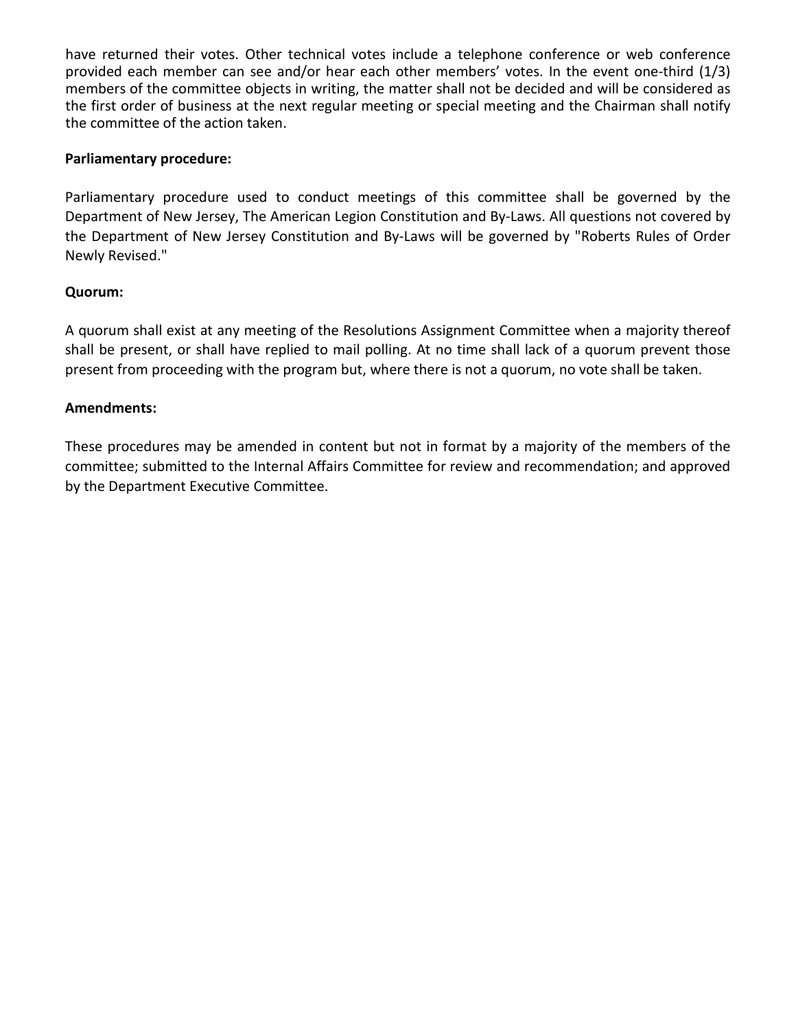have returned their votes. Other technical votes include a telephone conference or web conference provided each member can see and/or hear each other members' votes. In the event one-third (1/3) members of the committee objects in writing, the matter shall not be decided and will be considered as the first order of business at the next regular meeting or special meeting and the Chairman shall notify the committee of the action taken.

**Parliamentary procedure:**

Parliamentary procedure used to conduct meetings of this committee shall be governed by the Department of New Jersey, The American Legion Constitution and By-Laws. All questions not covered by the Department of New Jersey Constitution and By-Laws will be governed by "Roberts Rules of Order Newly Revised."

**Quorum:**

A quorum shall exist at any meeting of the Resolutions Assignment Committee when a majority thereof shall be present, or shall have replied to mail polling. At no time shall lack of a quorum prevent those present from proceeding with the program but, where there is not a quorum, no vote shall be taken.

**Amendments:**

These procedures may be amended in content but not in format by a majority of the members of the committee; submitted to the Internal Affairs Committee for review and recommendation; and approved by the Department Executive Committee.